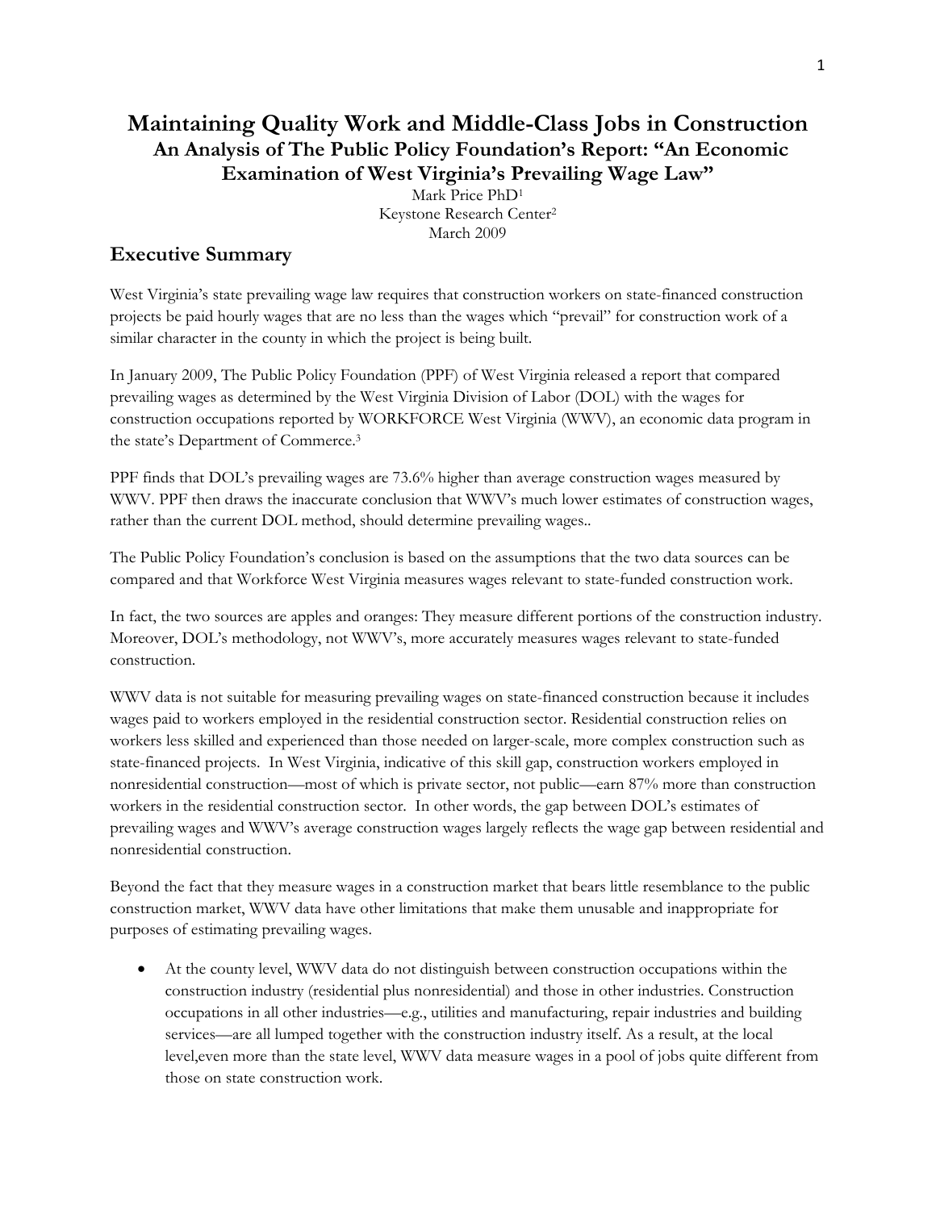# Maintaining Quality Work and Middle-Class Jobs in Construction

### An Analysis of The Public Policy Foundation's Report: "An Economic Examination of West Virginia's Prevailing Wage Law"

Mark Price PhD[1]
Keystone Research Center[2]
March 2009

## Executive Summary

West Virginia's state prevailing wage law requires that construction workers on state-financed construction projects be paid hourly wages that are no less than the wages which "prevail" for construction work of a similar character in the county in which the project is being built.

In January 2009, The Public Policy Foundation (PPF) of West Virginia released a report that compared prevailing wages as determined by the West Virginia Division of Labor (DOL) with the wages for construction occupations reported by WORKFORCE West Virginia (WWV), an economic data program in the state's Department of Commerce.[3]

PPF finds that DOL's prevailing wages are 73.6% higher than average construction wages measured by WWV. PPF then draws the inaccurate conclusion that WWV's much lower estimates of construction wages, rather than the current DOL method, should determine prevailing wages..

The Public Policy Foundation's conclusion is based on the assumptions that the two data sources can be compared and that Workforce West Virginia measures wages relevant to state-funded construction work.

In fact, the two sources are apples and oranges: They measure different portions of the construction industry. Moreover, DOL's methodology, not WWV's, more accurately measures wages relevant to state-funded construction.

WWV data is not suitable for measuring prevailing wages on state-financed construction because it includes wages paid to workers employed in the residential construction sector. Residential construction relies on workers less skilled and experienced than those needed on larger-scale, more complex construction such as state-financed projects. In West Virginia, indicative of this skill gap, construction workers employed in nonresidential construction—most of which is private sector, not public—earn 87% more than construction workers in the residential construction sector. In other words, the gap between DOL's estimates of prevailing wages and WWV's average construction wages largely reflects the wage gap between residential and nonresidential construction.

Beyond the fact that they measure wages in a construction market that bears little resemblance to the public construction market, WWV data have other limitations that make them unusable and inappropriate for purposes of estimating prevailing wages.

- At the county level, WWV data do not distinguish between construction occupations within the construction industry (residential plus nonresidential) and those in other industries. Construction occupations in all other industries—e.g., utilities and manufacturing, repair industries and building services—are all lumped together with the construction industry itself. As a result, at the local level,even more than the state level, WWV data measure wages in a pool of jobs quite different from those on state construction work.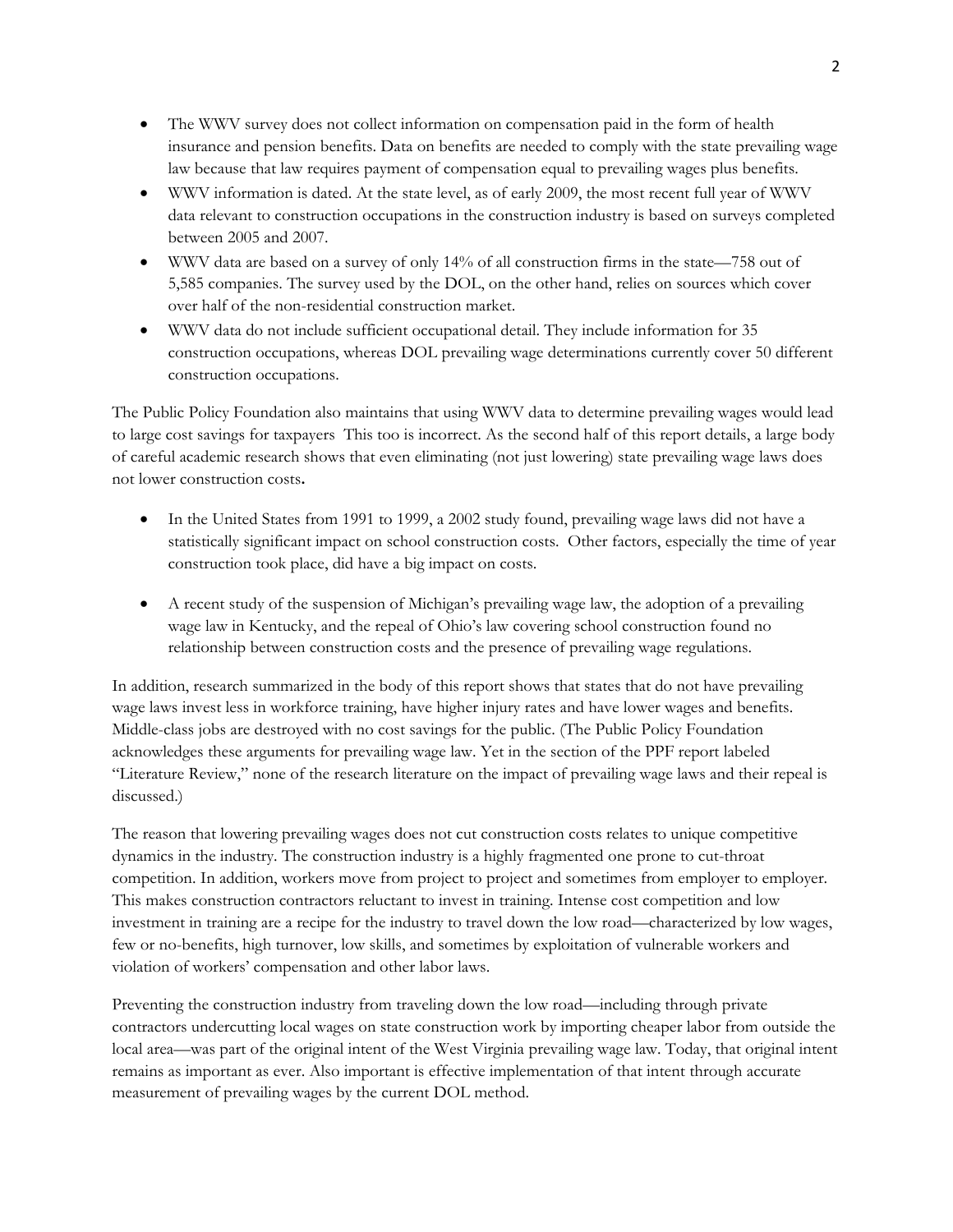- The WWV survey does not collect information on compensation paid in the form of health insurance and pension benefits. Data on benefits are needed to comply with the state prevailing wage law because that law requires payment of compensation equal to prevailing wages plus benefits.
- WWV information is dated. At the state level, as of early 2009, the most recent full year of WWV data relevant to construction occupations in the construction industry is based on surveys completed between 2005 and 2007.
- WWV data are based on a survey of only 14% of all construction firms in the state—758 out of 5,585 companies. The survey used by the DOL, on the other hand, relies on sources which cover over half of the non-residential construction market.
- WWV data do not include sufficient occupational detail. They include information for 35 construction occupations, whereas DOL prevailing wage determinations currently cover 50 different construction occupations.

The Public Policy Foundation also maintains that using WWV data to determine prevailing wages would lead to large cost savings for taxpayers This too is incorrect. As the second half of this report details, a large body of careful academic research shows that even eliminating (not just lowering) state prevailing wage laws does not lower construction costs**.**

- In the United States from 1991 to 1999, a 2002 study found, prevailing wage laws did not have a statistically significant impact on school construction costs. Other factors, especially the time of year construction took place, did have a big impact on costs.
- A recent study of the suspension of Michigan's prevailing wage law, the adoption of a prevailing wage law in Kentucky, and the repeal of Ohio's law covering school construction found no relationship between construction costs and the presence of prevailing wage regulations.

In addition, research summarized in the body of this report shows that states that do not have prevailing wage laws invest less in workforce training, have higher injury rates and have lower wages and benefits. Middle-class jobs are destroyed with no cost savings for the public. (The Public Policy Foundation acknowledges these arguments for prevailing wage law. Yet in the section of the PPF report labeled "Literature Review," none of the research literature on the impact of prevailing wage laws and their repeal is discussed.)

The reason that lowering prevailing wages does not cut construction costs relates to unique competitive dynamics in the industry. The construction industry is a highly fragmented one prone to cut-throat competition. In addition, workers move from project to project and sometimes from employer to employer. This makes construction contractors reluctant to invest in training. Intense cost competition and low investment in training are a recipe for the industry to travel down the low road—characterized by low wages, few or no-benefits, high turnover, low skills, and sometimes by exploitation of vulnerable workers and violation of workers' compensation and other labor laws.

Preventing the construction industry from traveling down the low road—including through private contractors undercutting local wages on state construction work by importing cheaper labor from outside the local area—was part of the original intent of the West Virginia prevailing wage law. Today, that original intent remains as important as ever. Also important is effective implementation of that intent through accurate measurement of prevailing wages by the current DOL method.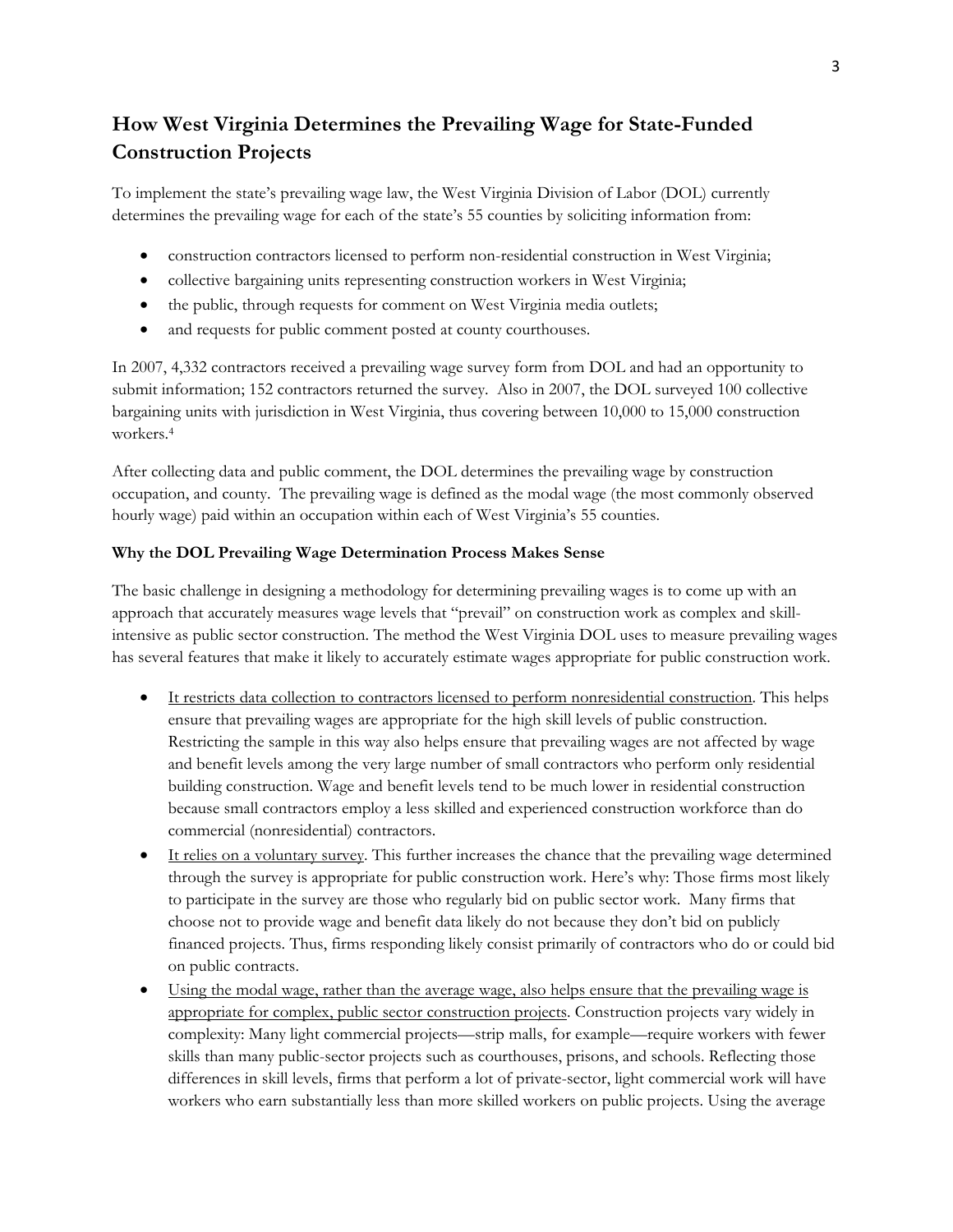## How West Virginia Determines the Prevailing Wage for State-Funded Construction Projects

To implement the state's prevailing wage law, the West Virginia Division of Labor (DOL) currently determines the prevailing wage for each of the state's 55 counties by soliciting information from:

- construction contractors licensed to perform non-residential construction in West Virginia;
- collective bargaining units representing construction workers in West Virginia;
- the public, through requests for comment on West Virginia media outlets;
- and requests for public comment posted at county courthouses.

In 2007, 4,332 contractors received a prevailing wage survey form from DOL and had an opportunity to submit information; 152 contractors returned the survey. Also in 2007, the DOL surveyed 100 collective bargaining units with jurisdiction in West Virginia, thus covering between 10,000 to 15,000 construction workers.[4]

After collecting data and public comment, the DOL determines the prevailing wage by construction occupation, and county. The prevailing wage is defined as the modal wage (the most commonly observed hourly wage) paid within an occupation within each of West Virginia's 55 counties.

**Why the DOL Prevailing Wage Determination Process Makes Sense**

The basic challenge in designing a methodology for determining prevailing wages is to come up with an approach that accurately measures wage levels that "prevail" on construction work as complex and skill-intensive as public sector construction. The method the West Virginia DOL uses to measure prevailing wages has several features that make it likely to accurately estimate wages appropriate for public construction work.

- It restricts data collection to contractors licensed to perform nonresidential construction. This helps ensure that prevailing wages are appropriate for the high skill levels of public construction. Restricting the sample in this way also helps ensure that prevailing wages are not affected by wage and benefit levels among the very large number of small contractors who perform only residential building construction. Wage and benefit levels tend to be much lower in residential construction because small contractors employ a less skilled and experienced construction workforce than do commercial (nonresidential) contractors.
- It relies on a voluntary survey. This further increases the chance that the prevailing wage determined through the survey is appropriate for public construction work. Here's why: Those firms most likely to participate in the survey are those who regularly bid on public sector work. Many firms that choose not to provide wage and benefit data likely do not because they don't bid on publicly financed projects. Thus, firms responding likely consist primarily of contractors who do or could bid on public contracts.
- Using the modal wage, rather than the average wage, also helps ensure that the prevailing wage is appropriate for complex, public sector construction projects. Construction projects vary widely in complexity: Many light commercial projects—strip malls, for example—require workers with fewer skills than many public-sector projects such as courthouses, prisons, and schools. Reflecting those differences in skill levels, firms that perform a lot of private-sector, light commercial work will have workers who earn substantially less than more skilled workers on public projects. Using the average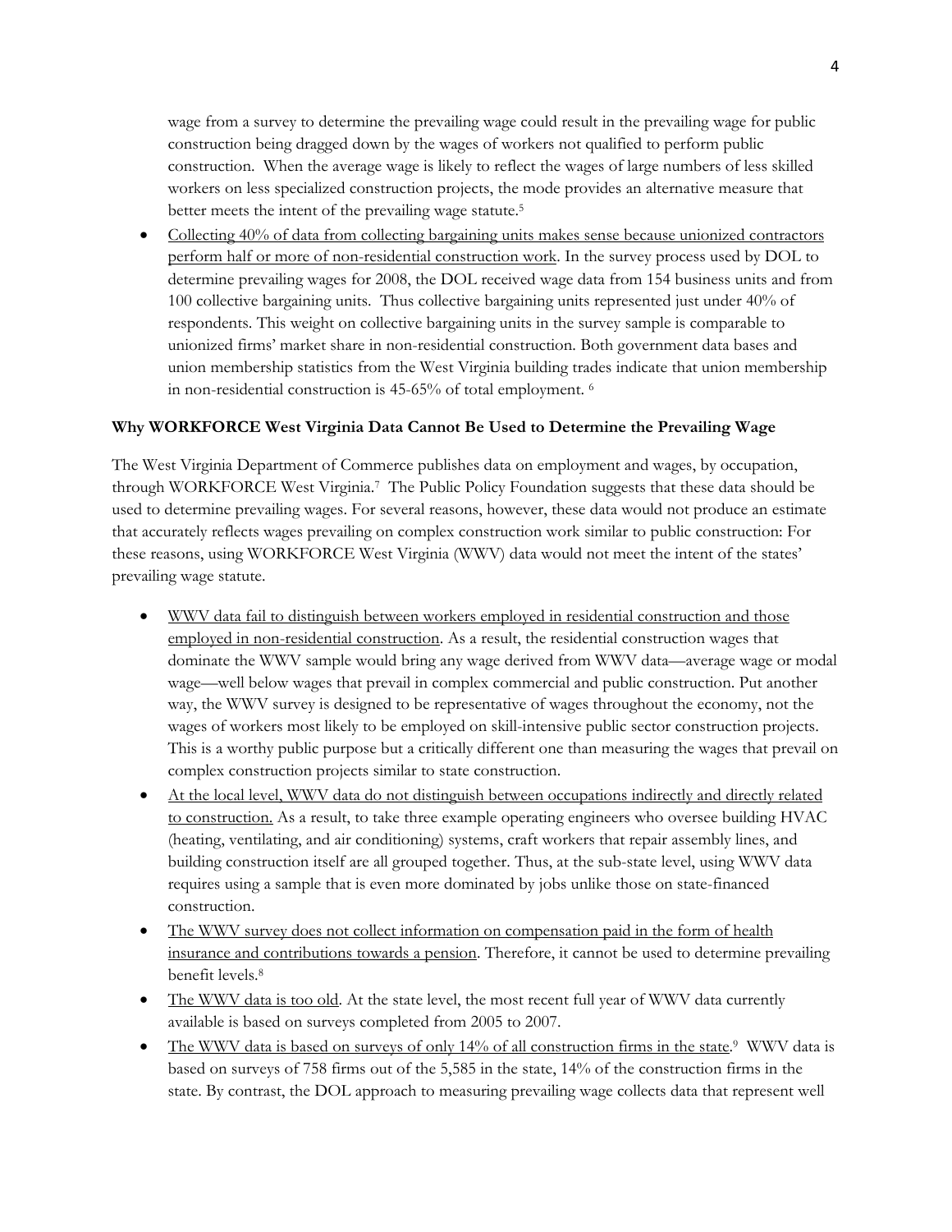wage from a survey to determine the prevailing wage could result in the prevailing wage for public construction being dragged down by the wages of workers not qualified to perform public construction. When the average wage is likely to reflect the wages of large numbers of less skilled workers on less specialized construction projects, the mode provides an alternative measure that better meets the intent of the prevailing wage statute.[5]

- <u>Collecting 40% of data from collecting bargaining units makes sense because unionized contractors perform half or more of non-residential construction work</u>. In the survey process used by DOL to determine prevailing wages for 2008, the DOL received wage data from 154 business units and from 100 collective bargaining units. Thus collective bargaining units represented just under 40% of respondents. This weight on collective bargaining units in the survey sample is comparable to unionized firms' market share in non-residential construction. Both government data bases and union membership statistics from the West Virginia building trades indicate that union membership in non-residential construction is 45-65% of total employment. [6]

**Why WORKFORCE West Virginia Data Cannot Be Used to Determine the Prevailing Wage**

The West Virginia Department of Commerce publishes data on employment and wages, by occupation, through WORKFORCE West Virginia.[7] The Public Policy Foundation suggests that these data should be used to determine prevailing wages. For several reasons, however, these data would not produce an estimate that accurately reflects wages prevailing on complex construction work similar to public construction: For these reasons, using WORKFORCE West Virginia (WWV) data would not meet the intent of the states' prevailing wage statute.

- <u>WWV data fail to distinguish between workers employed in residential construction and those employed in non-residential construction</u>. As a result, the residential construction wages that dominate the WWV sample would bring any wage derived from WWV data—average wage or modal wage—well below wages that prevail in complex commercial and public construction. Put another way, the WWV survey is designed to be representative of wages throughout the economy, not the wages of workers most likely to be employed on skill-intensive public sector construction projects. This is a worthy public purpose but a critically different one than measuring the wages that prevail on complex construction projects similar to state construction.
- <u>At the local level, WWV data do not distinguish between occupations indirectly and directly related to construction.</u> As a result, to take three example operating engineers who oversee building HVAC (heating, ventilating, and air conditioning) systems, craft workers that repair assembly lines, and building construction itself are all grouped together. Thus, at the sub-state level, using WWV data requires using a sample that is even more dominated by jobs unlike those on state-financed construction.
- <u>The WWV survey does not collect information on compensation paid in the form of health insurance and contributions towards a pension</u>. Therefore, it cannot be used to determine prevailing benefit levels.[8]
- <u>The WWV data is too old</u>. At the state level, the most recent full year of WWV data currently available is based on surveys completed from 2005 to 2007.
- <u>The WWV data is based on surveys of only 14% of all construction firms in the state</u>.[9] WWV data is based on surveys of 758 firms out of the 5,585 in the state, 14% of the construction firms in the state. By contrast, the DOL approach to measuring prevailing wage collects data that represent well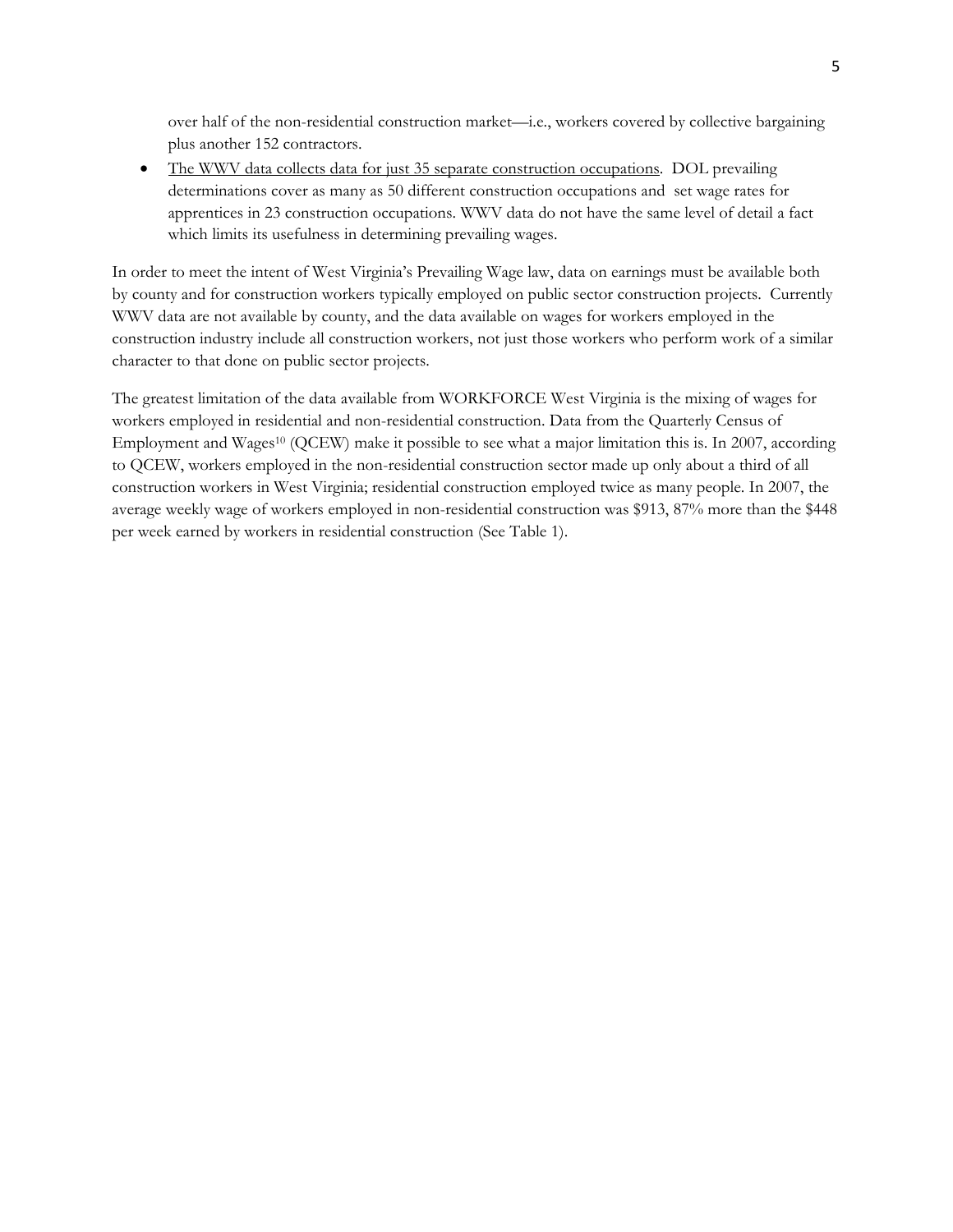over half of the non-residential construction market—i.e., workers covered by collective bargaining plus another 152 contractors.

- <u>The WWV data collects data for just 35 separate construction occupations</u>. DOL prevailing determinations cover as many as 50 different construction occupations and set wage rates for apprentices in 23 construction occupations. WWV data do not have the same level of detail a fact which limits its usefulness in determining prevailing wages.

In order to meet the intent of West Virginia's Prevailing Wage law, data on earnings must be available both by county and for construction workers typically employed on public sector construction projects. Currently WWV data are not available by county, and the data available on wages for workers employed in the construction industry include all construction workers, not just those workers who perform work of a similar character to that done on public sector projects.

The greatest limitation of the data available from WORKFORCE West Virginia is the mixing of wages for workers employed in residential and non-residential construction. Data from the Quarterly Census of Employment and Wages[10] (QCEW) make it possible to see what a major limitation this is. In 2007, according to QCEW, workers employed in the non-residential construction sector made up only about a third of all construction workers in West Virginia; residential construction employed twice as many people. In 2007, the average weekly wage of workers employed in non-residential construction was $913, 87% more than the $448 per week earned by workers in residential construction (See Table 1).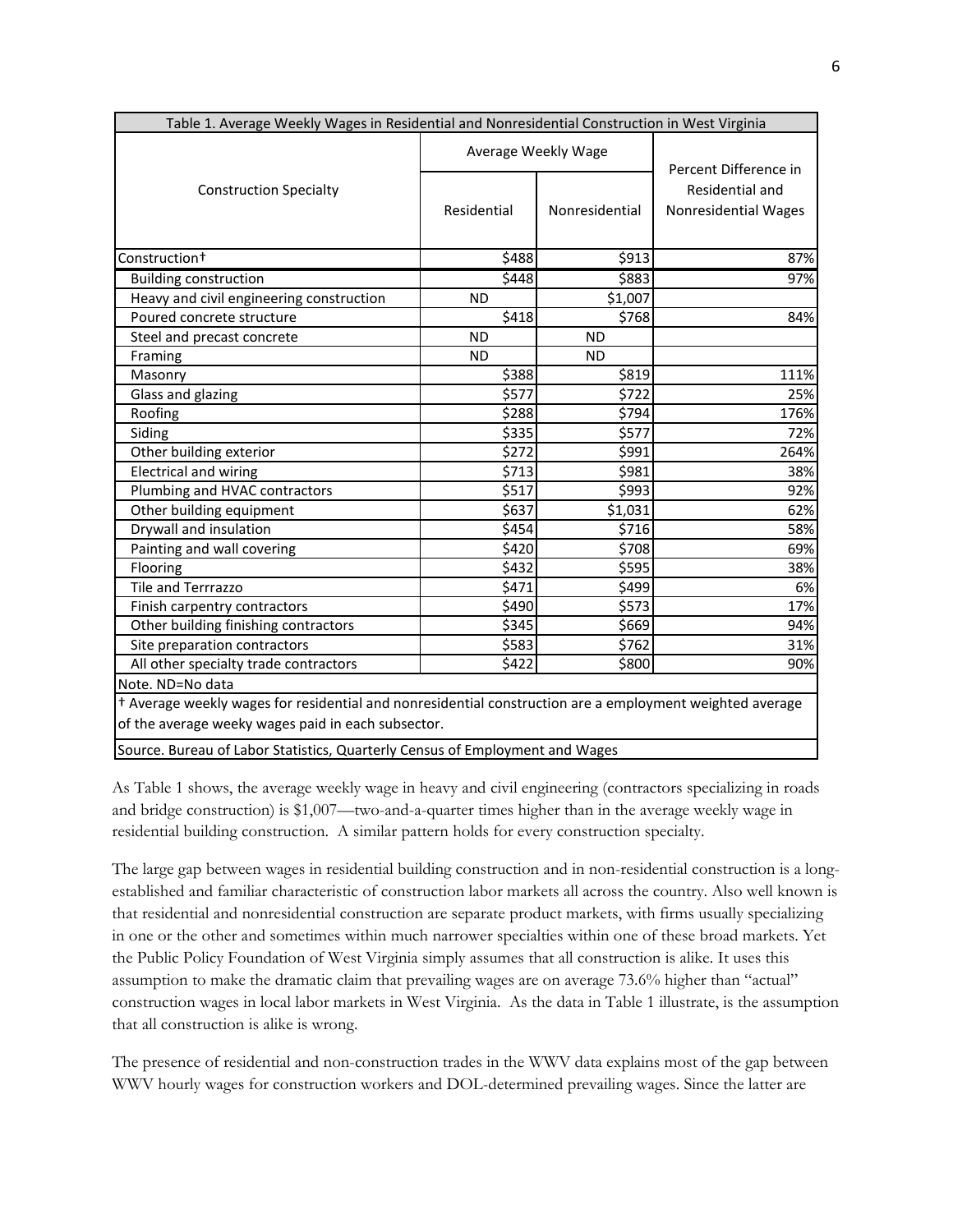| Table 1. Average Weekly Wages in Residential and Nonresidential Construction in West Virginia | | | |
|---|---|---|---|
| Construction Specialty | Average Weekly Wage | | Percent Difference in Residential and Nonresidential Wages |
| | Residential | Nonresidential | |
| Construction† | $488 | $913 | 87% |
| Building construction | $448 | $883 | 97% |
| Heavy and civil engineering construction | ND | $1,007 | |
| Poured concrete structure | $418 | $768 | 84% |
| Steel and precast concrete | ND | ND | |
| Framing | ND | ND | |
| Masonry | $388 | $819 | 111% |
| Glass and glazing | $577 | $722 | 25% |
| Roofing | $288 | $794 | 176% |
| Siding | $335 | $577 | 72% |
| Other building exterior | $272 | $991 | 264% |
| Electrical and wiring | $713 | $981 | 38% |
| Plumbing and HVAC contractors | $517 | $993 | 92% |
| Other building equipment | $637 | $1,031 | 62% |
| Drywall and insulation | $454 | $716 | 58% |
| Painting and wall covering | $420 | $708 | 69% |
| Flooring | $432 | $595 | 38% |
| Tile and Terrrazzo | $471 | $499 | 6% |
| Finish carpentry contractors | $490 | $573 | 17% |
| Other building finishing contractors | $345 | $669 | 94% |
| Site preparation contractors | $583 | $762 | 31% |
| All other specialty trade contractors | $422 | $800 | 90% |

Note. ND=No data

† Average weekly wages for residential and nonresidential construction are a employment weighted average of the average weeky wages paid in each subsector.

Source. Bureau of Labor Statistics, Quarterly Census of Employment and Wages

As Table 1 shows, the average weekly wage in heavy and civil engineering (contractors specializing in roads and bridge construction) is $1,007—two-and-a-quarter times higher than in the average weekly wage in residential building construction. A similar pattern holds for every construction specialty.

The large gap between wages in residential building construction and in non-residential construction is a long-established and familiar characteristic of construction labor markets all across the country. Also well known is that residential and nonresidential construction are separate product markets, with firms usually specializing in one or the other and sometimes within much narrower specialties within one of these broad markets. Yet the Public Policy Foundation of West Virginia simply assumes that all construction is alike. It uses this assumption to make the dramatic claim that prevailing wages are on average 73.6% higher than "actual" construction wages in local labor markets in West Virginia. As the data in Table 1 illustrate, is the assumption that all construction is alike is wrong.

The presence of residential and non-construction trades in the WWV data explains most of the gap between WWV hourly wages for construction workers and DOL-determined prevailing wages. Since the latter are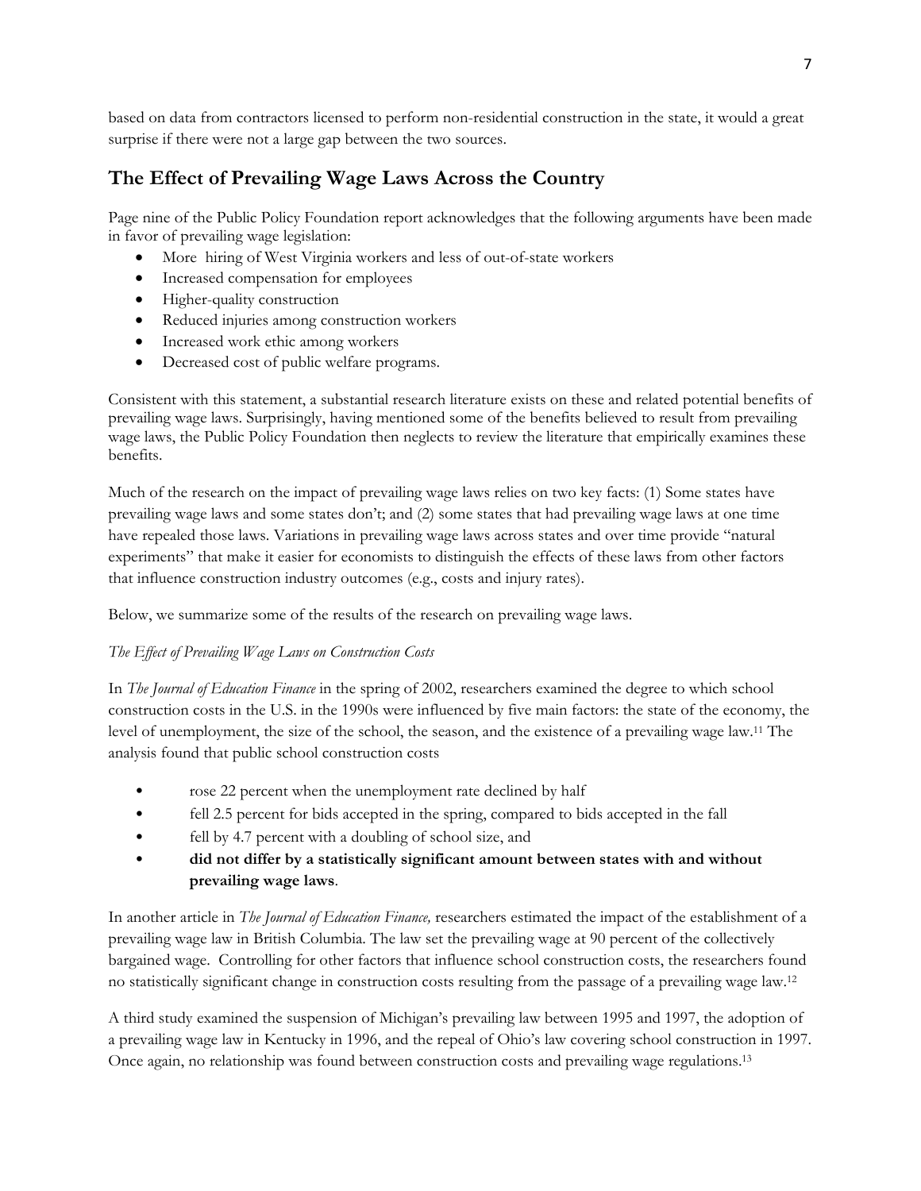based on data from contractors licensed to perform non-residential construction in the state, it would a great surprise if there were not a large gap between the two sources.

## The Effect of Prevailing Wage Laws Across the Country

Page nine of the Public Policy Foundation report acknowledges that the following arguments have been made in favor of prevailing wage legislation:

- More hiring of West Virginia workers and less of out-of-state workers
- Increased compensation for employees
- Higher-quality construction
- Reduced injuries among construction workers
- Increased work ethic among workers
- Decreased cost of public welfare programs.

Consistent with this statement, a substantial research literature exists on these and related potential benefits of prevailing wage laws. Surprisingly, having mentioned some of the benefits believed to result from prevailing wage laws, the Public Policy Foundation then neglects to review the literature that empirically examines these benefits.

Much of the research on the impact of prevailing wage laws relies on two key facts: (1) Some states have prevailing wage laws and some states don't; and (2) some states that had prevailing wage laws at one time have repealed those laws. Variations in prevailing wage laws across states and over time provide "natural experiments" that make it easier for economists to distinguish the effects of these laws from other factors that influence construction industry outcomes (e.g., costs and injury rates).

Below, we summarize some of the results of the research on prevailing wage laws.

*The Effect of Prevailing Wage Laws on Construction Costs*

In *The Journal of Education Finance* in the spring of 2002, researchers examined the degree to which school construction costs in the U.S. in the 1990s were influenced by five main factors: the state of the economy, the level of unemployment, the size of the school, the season, and the existence of a prevailing wage law.[11] The analysis found that public school construction costs

- rose 22 percent when the unemployment rate declined by half
- fell 2.5 percent for bids accepted in the spring, compared to bids accepted in the fall
- fell by 4.7 percent with a doubling of school size, and
- **did not differ by a statistically significant amount between states with and without prevailing wage laws**.

In another article in *The Journal of Education Finance,* researchers estimated the impact of the establishment of a prevailing wage law in British Columbia. The law set the prevailing wage at 90 percent of the collectively bargained wage. Controlling for other factors that influence school construction costs, the researchers found no statistically significant change in construction costs resulting from the passage of a prevailing wage law.[12]

A third study examined the suspension of Michigan's prevailing law between 1995 and 1997, the adoption of a prevailing wage law in Kentucky in 1996, and the repeal of Ohio's law covering school construction in 1997. Once again, no relationship was found between construction costs and prevailing wage regulations.[13]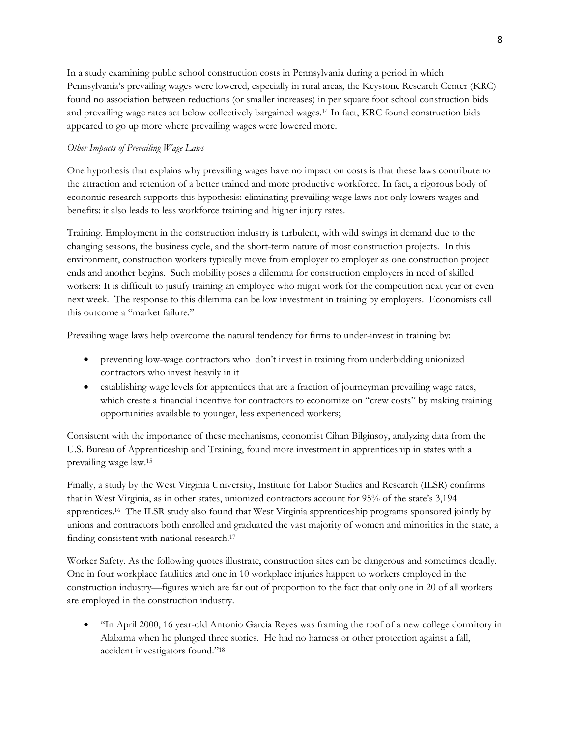In a study examining public school construction costs in Pennsylvania during a period in which Pennsylvania's prevailing wages were lowered, especially in rural areas, the Keystone Research Center (KRC) found no association between reductions (or smaller increases) in per square foot school construction bids and prevailing wage rates set below collectively bargained wages.[14] In fact, KRC found construction bids appeared to go up more where prevailing wages were lowered more.

*Other Impacts of Prevailing Wage Laws*

One hypothesis that explains why prevailing wages have no impact on costs is that these laws contribute to the attraction and retention of a better trained and more productive workforce. In fact, a rigorous body of economic research supports this hypothesis: eliminating prevailing wage laws not only lowers wages and benefits: it also leads to less workforce training and higher injury rates.

<u>Training</u>. Employment in the construction industry is turbulent, with wild swings in demand due to the changing seasons, the business cycle, and the short-term nature of most construction projects. In this environment, construction workers typically move from employer to employer as one construction project ends and another begins. Such mobility poses a dilemma for construction employers in need of skilled workers: It is difficult to justify training an employee who might work for the competition next year or even next week. The response to this dilemma can be low investment in training by employers. Economists call this outcome a "market failure."

Prevailing wage laws help overcome the natural tendency for firms to under-invest in training by:

- preventing low-wage contractors who don't invest in training from underbidding unionized contractors who invest heavily in it
- establishing wage levels for apprentices that are a fraction of journeyman prevailing wage rates, which create a financial incentive for contractors to economize on "crew costs" by making training opportunities available to younger, less experienced workers;

Consistent with the importance of these mechanisms, economist Cihan Bilginsoy, analyzing data from the U.S. Bureau of Apprenticeship and Training, found more investment in apprenticeship in states with a prevailing wage law.[15]

Finally, a study by the West Virginia University, Institute for Labor Studies and Research (ILSR) confirms that in West Virginia, as in other states, unionized contractors account for 95% of the state's 3,194 apprentices.[16] The ILSR study also found that West Virginia apprenticeship programs sponsored jointly by unions and contractors both enrolled and graduated the vast majority of women and minorities in the state, a finding consistent with national research.[17]

<u>Worker Safety</u>. As the following quotes illustrate, construction sites can be dangerous and sometimes deadly. One in four workplace fatalities and one in 10 workplace injuries happen to workers employed in the construction industry—figures which are far out of proportion to the fact that only one in 20 of all workers are employed in the construction industry.

- "In April 2000, 16 year-old Antonio Garcia Reyes was framing the roof of a new college dormitory in Alabama when he plunged three stories. He had no harness or other protection against a fall, accident investigators found."[18]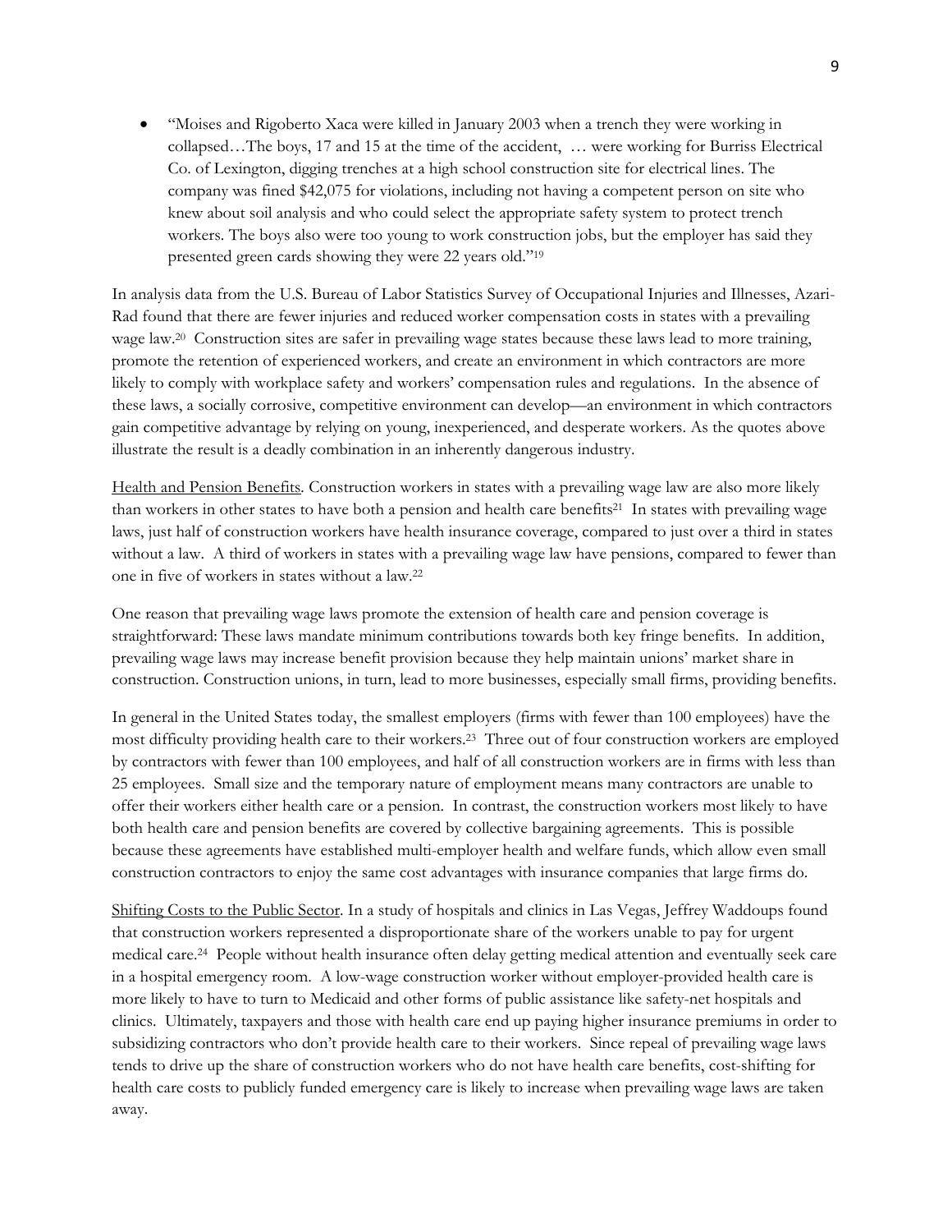- "Moises and Rigoberto Xaca were killed in January 2003 when a trench they were working in collapsed…The boys, 17 and 15 at the time of the accident, … were working for Burriss Electrical Co. of Lexington, digging trenches at a high school construction site for electrical lines. The company was fined $42,075 for violations, including not having a competent person on site who knew about soil analysis and who could select the appropriate safety system to protect trench workers. The boys also were too young to work construction jobs, but the employer has said they presented green cards showing they were 22 years old."[19]

In analysis data from the U.S. Bureau of Labor Statistics Survey of Occupational Injuries and Illnesses, Azari-Rad found that there are fewer injuries and reduced worker compensation costs in states with a prevailing wage law.[20] Construction sites are safer in prevailing wage states because these laws lead to more training, promote the retention of experienced workers, and create an environment in which contractors are more likely to comply with workplace safety and workers' compensation rules and regulations. In the absence of these laws, a socially corrosive, competitive environment can develop—an environment in which contractors gain competitive advantage by relying on young, inexperienced, and desperate workers. As the quotes above illustrate the result is a deadly combination in an inherently dangerous industry.

Health and Pension Benefits. Construction workers in states with a prevailing wage law are also more likely than workers in other states to have both a pension and health care benefits[21] In states with prevailing wage laws, just half of construction workers have health insurance coverage, compared to just over a third in states without a law. A third of workers in states with a prevailing wage law have pensions, compared to fewer than one in five of workers in states without a law.[22]

One reason that prevailing wage laws promote the extension of health care and pension coverage is straightforward: These laws mandate minimum contributions towards both key fringe benefits. In addition, prevailing wage laws may increase benefit provision because they help maintain unions' market share in construction. Construction unions, in turn, lead to more businesses, especially small firms, providing benefits.

In general in the United States today, the smallest employers (firms with fewer than 100 employees) have the most difficulty providing health care to their workers.[23] Three out of four construction workers are employed by contractors with fewer than 100 employees, and half of all construction workers are in firms with less than 25 employees. Small size and the temporary nature of employment means many contractors are unable to offer their workers either health care or a pension. In contrast, the construction workers most likely to have both health care and pension benefits are covered by collective bargaining agreements. This is possible because these agreements have established multi-employer health and welfare funds, which allow even small construction contractors to enjoy the same cost advantages with insurance companies that large firms do.

Shifting Costs to the Public Sector. In a study of hospitals and clinics in Las Vegas, Jeffrey Waddoups found that construction workers represented a disproportionate share of the workers unable to pay for urgent medical care.[24] People without health insurance often delay getting medical attention and eventually seek care in a hospital emergency room. A low-wage construction worker without employer-provided health care is more likely to have to turn to Medicaid and other forms of public assistance like safety-net hospitals and clinics. Ultimately, taxpayers and those with health care end up paying higher insurance premiums in order to subsidizing contractors who don't provide health care to their workers. Since repeal of prevailing wage laws tends to drive up the share of construction workers who do not have health care benefits, cost-shifting for health care costs to publicly funded emergency care is likely to increase when prevailing wage laws are taken away.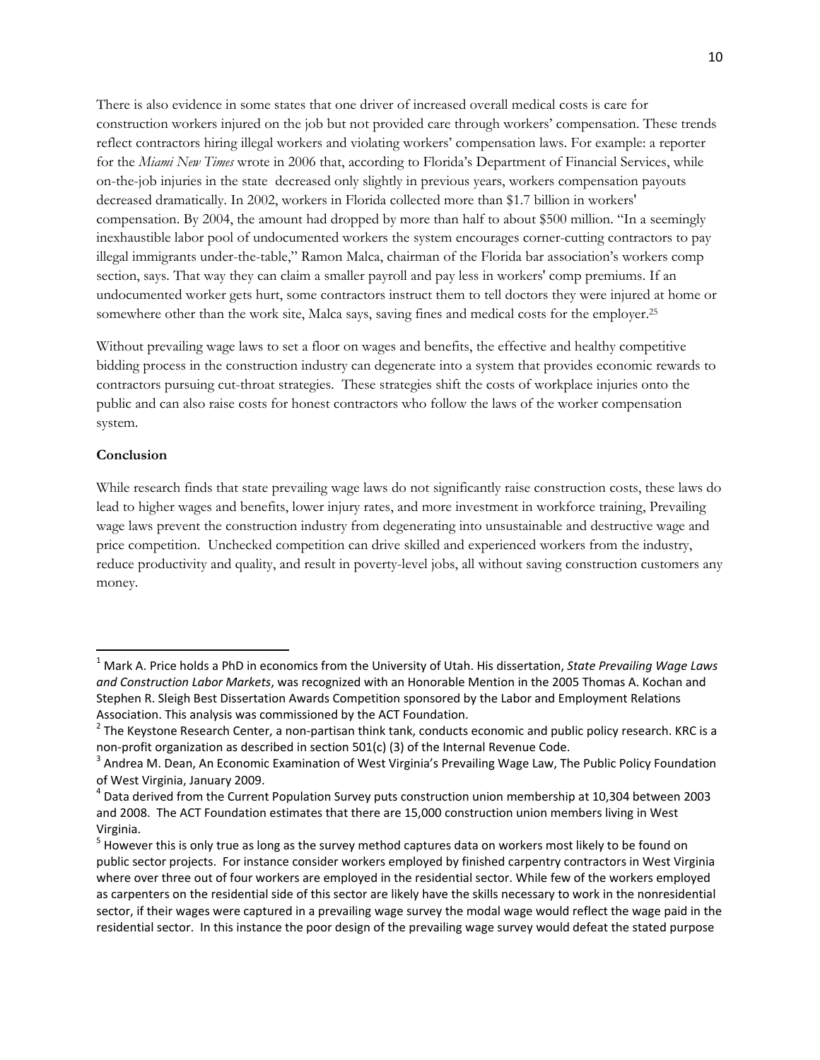There is also evidence in some states that one driver of increased overall medical costs is care for construction workers injured on the job but not provided care through workers' compensation. These trends reflect contractors hiring illegal workers and violating workers' compensation laws. For example: a reporter for the *Miami New Times* wrote in 2006 that, according to Florida's Department of Financial Services, while on-the-job injuries in the state decreased only slightly in previous years, workers compensation payouts decreased dramatically. In 2002, workers in Florida collected more than $1.7 billion in workers' compensation. By 2004, the amount had dropped by more than half to about $500 million. "In a seemingly inexhaustible labor pool of undocumented workers the system encourages corner-cutting contractors to pay illegal immigrants under-the-table," Ramon Malca, chairman of the Florida bar association's workers comp section, says. That way they can claim a smaller payroll and pay less in workers' comp premiums. If an undocumented worker gets hurt, some contractors instruct them to tell doctors they were injured at home or somewhere other than the work site, Malca says, saving fines and medical costs for the employer.[25]

Without prevailing wage laws to set a floor on wages and benefits, the effective and healthy competitive bidding process in the construction industry can degenerate into a system that provides economic rewards to contractors pursuing cut-throat strategies. These strategies shift the costs of workplace injuries onto the public and can also raise costs for honest contractors who follow the laws of the worker compensation system.

**Conclusion**

While research finds that state prevailing wage laws do not significantly raise construction costs, these laws do lead to higher wages and benefits, lower injury rates, and more investment in workforce training, Prevailing wage laws prevent the construction industry from degenerating into unsustainable and destructive wage and price competition. Unchecked competition can drive skilled and experienced workers from the industry, reduce productivity and quality, and result in poverty-level jobs, all without saving construction customers any money.

---

[1] Mark A. Price holds a PhD in economics from the University of Utah. His dissertation, *State Prevailing Wage Laws and Construction Labor Markets*, was recognized with an Honorable Mention in the 2005 Thomas A. Kochan and Stephen R. Sleigh Best Dissertation Awards Competition sponsored by the Labor and Employment Relations Association. This analysis was commissioned by the ACT Foundation.

[2] The Keystone Research Center, a non-partisan think tank, conducts economic and public policy research. KRC is a non-profit organization as described in section 501(c) (3) of the Internal Revenue Code.

[3] Andrea M. Dean, An Economic Examination of West Virginia's Prevailing Wage Law, The Public Policy Foundation of West Virginia, January 2009.

[4] Data derived from the Current Population Survey puts construction union membership at 10,304 between 2003 and 2008. The ACT Foundation estimates that there are 15,000 construction union members living in West Virginia.

[5] However this is only true as long as the survey method captures data on workers most likely to be found on public sector projects. For instance consider workers employed by finished carpentry contractors in West Virginia where over three out of four workers are employed in the residential sector. While few of the workers employed as carpenters on the residential side of this sector are likely have the skills necessary to work in the nonresidential sector, if their wages were captured in a prevailing wage survey the modal wage would reflect the wage paid in the residential sector. In this instance the poor design of the prevailing wage survey would defeat the stated purpose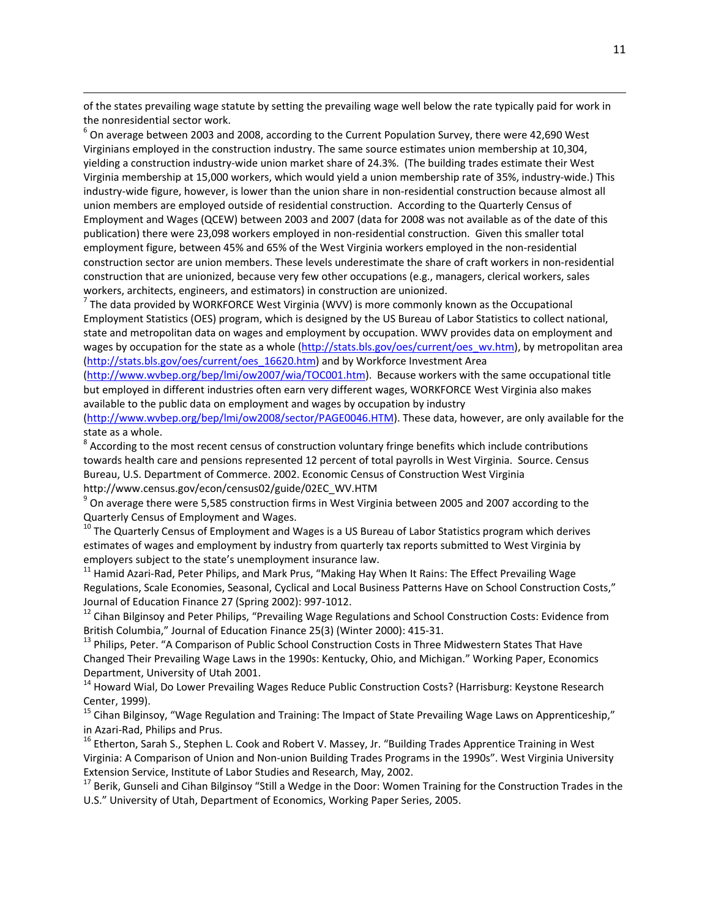of the states prevailing wage statute by setting the prevailing wage well below the rate typically paid for work in the nonresidential sector work.

[6] On average between 2003 and 2008, according to the Current Population Survey, there were 42,690 West Virginians employed in the construction industry. The same source estimates union membership at 10,304, yielding a construction industry-wide union market share of 24.3%. (The building trades estimate their West Virginia membership at 15,000 workers, which would yield a union membership rate of 35%, industry-wide.) This industry-wide figure, however, is lower than the union share in non-residential construction because almost all union members are employed outside of residential construction. According to the Quarterly Census of Employment and Wages (QCEW) between 2003 and 2007 (data for 2008 was not available as of the date of this publication) there were 23,098 workers employed in non-residential construction. Given this smaller total employment figure, between 45% and 65% of the West Virginia workers employed in the non-residential construction sector are union members. These levels underestimate the share of craft workers in non-residential construction that are unionized, because very few other occupations (e.g., managers, clerical workers, sales workers, architects, engineers, and estimators) in construction are unionized.

[7] The data provided by WORKFORCE West Virginia (WVV) is more commonly known as the Occupational Employment Statistics (OES) program, which is designed by the US Bureau of Labor Statistics to collect national, state and metropolitan data on wages and employment by occupation. WWV provides data on employment and wages by occupation for the state as a whole (http://stats.bls.gov/oes/current/oes_wv.htm), by metropolitan area (http://stats.bls.gov/oes/current/oes_16620.htm) and by Workforce Investment Area (http://www.wvbep.org/bep/lmi/ow2007/wia/TOC001.htm). Because workers with the same occupational title but employed in different industries often earn very different wages, WORKFORCE West Virginia also makes available to the public data on employment and wages by occupation by industry (http://www.wvbep.org/bep/lmi/ow2008/sector/PAGE0046.HTM). These data, however, are only available for the state as a whole.

[8] According to the most recent census of construction voluntary fringe benefits which include contributions towards health care and pensions represented 12 percent of total payrolls in West Virginia. Source. Census Bureau, U.S. Department of Commerce. 2002. Economic Census of Construction West Virginia http://www.census.gov/econ/census02/guide/02EC_WV.HTM

[9] On average there were 5,585 construction firms in West Virginia between 2005 and 2007 according to the Quarterly Census of Employment and Wages.

[10] The Quarterly Census of Employment and Wages is a US Bureau of Labor Statistics program which derives estimates of wages and employment by industry from quarterly tax reports submitted to West Virginia by employers subject to the state's unemployment insurance law.

[11] Hamid Azari-Rad, Peter Philips, and Mark Prus, "Making Hay When It Rains: The Effect Prevailing Wage Regulations, Scale Economies, Seasonal, Cyclical and Local Business Patterns Have on School Construction Costs," Journal of Education Finance 27 (Spring 2002): 997-1012.

[12] Cihan Bilginsoy and Peter Philips, "Prevailing Wage Regulations and School Construction Costs: Evidence from British Columbia," Journal of Education Finance 25(3) (Winter 2000): 415-31.

[13] Philips, Peter. "A Comparison of Public School Construction Costs in Three Midwestern States That Have Changed Their Prevailing Wage Laws in the 1990s: Kentucky, Ohio, and Michigan." Working Paper, Economics Department, University of Utah 2001.

[14] Howard Wial, Do Lower Prevailing Wages Reduce Public Construction Costs? (Harrisburg: Keystone Research Center, 1999).

[15] Cihan Bilginsoy, "Wage Regulation and Training: The Impact of State Prevailing Wage Laws on Apprenticeship," in Azari-Rad, Philips and Prus.

[16] Etherton, Sarah S., Stephen L. Cook and Robert V. Massey, Jr. "Building Trades Apprentice Training in West Virginia: A Comparison of Union and Non-union Building Trades Programs in the 1990s". West Virginia University Extension Service, Institute of Labor Studies and Research, May, 2002.

[17] Berik, Gunseli and Cihan Bilginsoy "Still a Wedge in the Door: Women Training for the Construction Trades in the U.S." University of Utah, Department of Economics, Working Paper Series, 2005.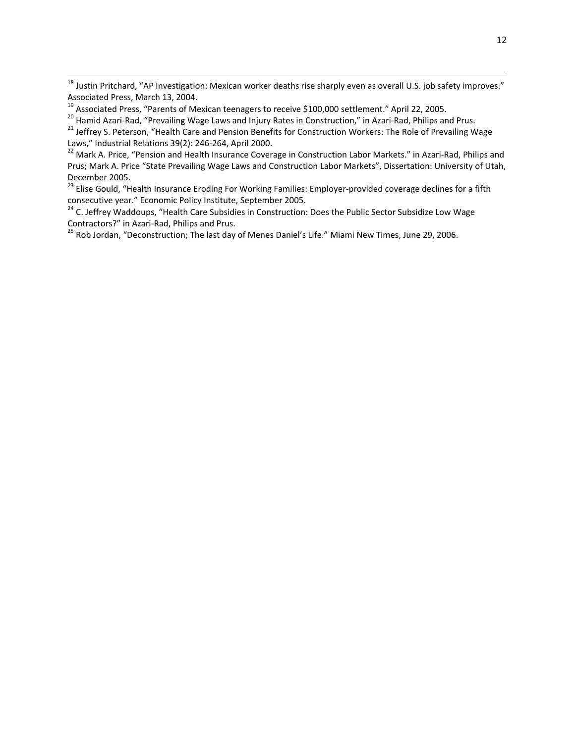[18] Justin Pritchard, "AP Investigation: Mexican worker deaths rise sharply even as overall U.S. job safety improves." Associated Press, March 13, 2004.

[19] Associated Press, "Parents of Mexican teenagers to receive $100,000 settlement." April 22, 2005.

[20] Hamid Azari-Rad, "Prevailing Wage Laws and Injury Rates in Construction," in Azari-Rad, Philips and Prus.

[21] Jeffrey S. Peterson, "Health Care and Pension Benefits for Construction Workers: The Role of Prevailing Wage Laws," Industrial Relations 39(2): 246-264, April 2000.

[22] Mark A. Price, "Pension and Health Insurance Coverage in Construction Labor Markets." in Azari-Rad, Philips and Prus; Mark A. Price "State Prevailing Wage Laws and Construction Labor Markets", Dissertation: University of Utah, December 2005.

[23] Elise Gould, "Health Insurance Eroding For Working Families: Employer-provided coverage declines for a fifth consecutive year." Economic Policy Institute, September 2005.

[24] C. Jeffrey Waddoups, "Health Care Subsidies in Construction: Does the Public Sector Subsidize Low Wage Contractors?" in Azari-Rad, Philips and Prus.

[25] Rob Jordan, "Deconstruction; The last day of Menes Daniel's Life." Miami New Times, June 29, 2006.